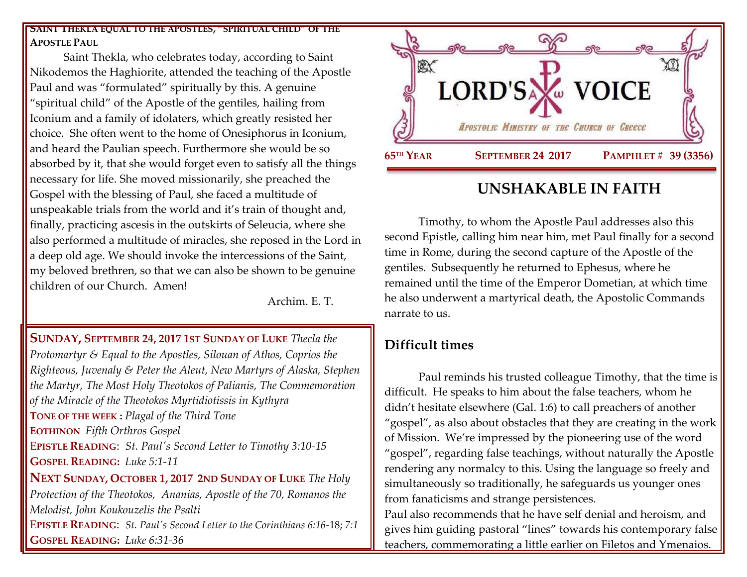**SAINT THEKLA EQUAL TO THE APOSTLES, "SPIRITUAL CHILD" OF THE APOSTLE PAUL**

Saint Thekla, who celebrates today, according to Saint Nikodemos the Haghiorite, attended the teaching of the Apostle Paul and was "formulated" spiritually by this. A genuine "spiritual child" of the Apostle of the gentiles, hailing from Iconium and a family of idolaters, which greatly resisted her choice. She often went to the home of Onesiphorus in Iconium, and heard the Paulian speech. Furthermore she would be so absorbed by it, that she would forget even to satisfy all the things necessary for life. She moved missionarily, she preached the Gospel with the blessing of Paul, she faced a multitude of unspeakable trials from the world and it's train of thought and, finally, practicing ascesis in the outskirts of Seleucia, where she also performed a multitude of miracles, she reposed in the Lord in a deep old age. We should invoke the intercessions of the Saint, my beloved brethren, so that we can also be shown to be genuine children of our Church. Amen!

Archim. E. T.

**SUNDAY, SEPTEMBER 24, 2017 1ST SUNDAY OF LUKE** *Thecla the Protomartyr & Equal to the Apostles, Silouan of Athos, Coprios the Righteous, Juvenaly & Peter the Aleut, New Martyrs of Alaska, Stephen the Martyr, The Most Holy Theotokos of Palianis, The Commemoration of the Miracle of the Theotokos Myrtidiotissis in Kythyra*

**TONE OF THE WEEK :** *Plagal of the Third Tone*

**EOTHINON** *Fifth Orthros Gospel*

**EPISTLE READING**: *St. Paul's Second Letter to Timothy 3:10-15*

**GOSPEL READING:** *Luke 5:1-11*

**NEXT SUNDAY, OCTOBER 1, 2017 2ND SUNDAY OF LUKE** *The Holy Protection of the Theotokos, Ananias, Apostle of the 70, Romanos the Melodist, John Koukouzelis the Psalti*

**EPISTLE READING**: *St. Paul's Second Letter to the Corinthians 6:16-18; 7:1*

**GOSPEL READING:** *Luke 6:31-36*

# LORD'S VOICE

*APOSTOLIC MINISTRY OF THE CHURCH OF GREECE*

**65TH YEAR** **SEPTEMBER 24 2017** **PAMPHLET # 39 (3356)**

## UNSHAKABLE IN FAITH

Timothy, to whom the Apostle Paul addresses also this second Epistle, calling him near him, met Paul finally for a second time in Rome, during the second capture of the Apostle of the gentiles. Subsequently he returned to Ephesus, where he remained until the time of the Emperor Dometian, at which time he also underwent a martyrical death, the Apostolic Commands narrate to us.

### Difficult times

Paul reminds his trusted colleague Timothy, that the time is difficult. He speaks to him about the false teachers, whom he didn't hesitate elsewhere (Gal. 1:6) to call preachers of another "gospel", as also about obstacles that they are creating in the work of Mission. We're impressed by the pioneering use of the word "gospel", regarding false teachings, without naturally the Apostle rendering any normalcy to this. Using the language so freely and simultaneously so traditionally, he safeguards us younger ones from fanaticisms and strange persistences.

Paul also recommends that he have self denial and heroism, and gives him guiding pastoral "lines" towards his contemporary false teachers, commemorating a little earlier on Filetos and Ymenaios.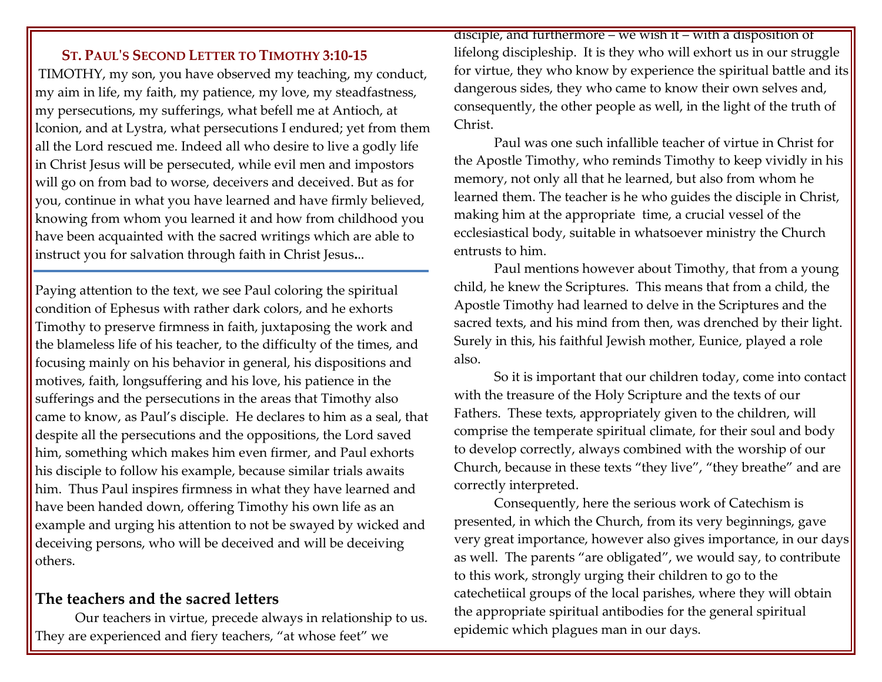### St. Paul's Second Letter to Timothy 3:10-15

TIMOTHY, my son, you have observed my teaching, my conduct, my aim in life, my faith, my patience, my love, my steadfastness, my persecutions, my sufferings, what befell me at Antioch, at lconion, and at Lystra, what persecutions I endured; yet from them all the Lord rescued me. Indeed all who desire to live a godly life in Christ Jesus will be persecuted, while evil men and impostors will go on from bad to worse, deceivers and deceived. But as for you, continue in what you have learned and have firmly believed, knowing from whom you learned it and how from childhood you have been acquainted with the sacred writings which are able to instruct you for salvation through faith in Christ Jesus...

---

Paying attention to the text, we see Paul coloring the spiritual condition of Ephesus with rather dark colors, and he exhorts Timothy to preserve firmness in faith, juxtaposing the work and the blameless life of his teacher, to the difficulty of the times, and focusing mainly on his behavior in general, his dispositions and motives, faith, longsuffering and his love, his patience in the sufferings and the persecutions in the areas that Timothy also came to know, as Paul's disciple. He declares to him as a seal, that despite all the persecutions and the oppositions, the Lord saved him, something which makes him even firmer, and Paul exhorts his disciple to follow his example, because similar trials awaits him. Thus Paul inspires firmness in what they have learned and have been handed down, offering Timothy his own life as an example and urging his attention to not be swayed by wicked and deceiving persons, who will be deceived and will be deceiving others.

### The teachers and the sacred letters

Our teachers in virtue, precede always in relationship to us. They are experienced and fiery teachers, "at whose feet" we disciple, and furthermore – we wish it – with a disposition of lifelong discipleship. It is they who will exhort us in our struggle for virtue, they who know by experience the spiritual battle and its dangerous sides, they who came to know their own selves and, consequently, the other people as well, in the light of the truth of Christ.

Paul was one such infallible teacher of virtue in Christ for the Apostle Timothy, who reminds Timothy to keep vividly in his memory, not only all that he learned, but also from whom he learned them. The teacher is he who guides the disciple in Christ, making him at the appropriate time, a crucial vessel of the ecclesiastical body, suitable in whatsoever ministry the Church entrusts to him.

Paul mentions however about Timothy, that from a young child, he knew the Scriptures. This means that from a child, the Apostle Timothy had learned to delve in the Scriptures and the sacred texts, and his mind from then, was drenched by their light. Surely in this, his faithful Jewish mother, Eunice, played a role also.

So it is important that our children today, come into contact with the treasure of the Holy Scripture and the texts of our Fathers. These texts, appropriately given to the children, will comprise the temperate spiritual climate, for their soul and body to develop correctly, always combined with the worship of our Church, because in these texts "they live", "they breathe" and are correctly interpreted.

Consequently, here the serious work of Catechism is presented, in which the Church, from its very beginnings, gave very great importance, however also gives importance, in our days as well. The parents "are obligated", we would say, to contribute to this work, strongly urging their children to go to the catechetiical groups of the local parishes, where they will obtain the appropriate spiritual antibodies for the general spiritual epidemic which plagues man in our days.